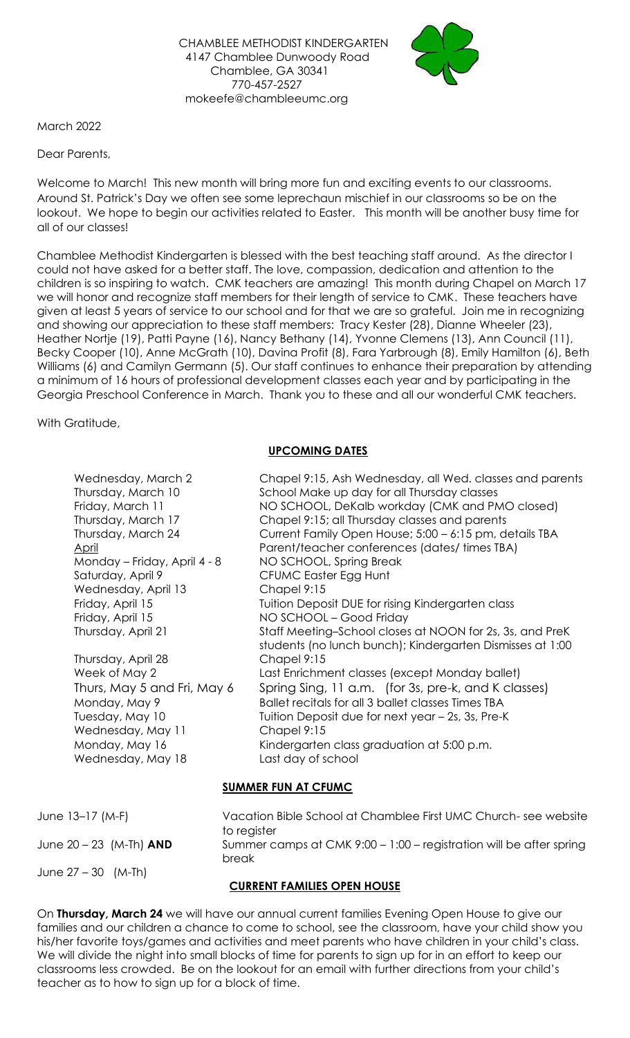CHAMBLEE METHODIST KINDERGARTEN
4147 Chamblee Dunwoody Road
Chamblee, GA 30341
770-457-2527
mokeefe@chambleeumc.org

March 2022

Dear Parents,

Welcome to March! This new month will bring more fun and exciting events to our classrooms. Around St. Patrick's Day we often see some leprechaun mischief in our classrooms so be on the lookout. We hope to begin our activities related to Easter. This month will be another busy time for all of our classes!

Chamblee Methodist Kindergarten is blessed with the best teaching staff around. As the director I could not have asked for a better staff. The love, compassion, dedication and attention to the children is so inspiring to watch. CMK teachers are amazing! This month during Chapel on March 17 we will honor and recognize staff members for their length of service to CMK. These teachers have given at least 5 years of service to our school and for that we are so grateful. Join me in recognizing and showing our appreciation to these staff members: Tracy Kester (28), Dianne Wheeler (23), Heather Nortje (19), Patti Payne (16), Nancy Bethany (14), Yvonne Clemens (13), Ann Council (11), Becky Cooper (10), Anne McGrath (10), Davina Profit (8), Fara Yarbrough (8), Emily Hamilton (6), Beth Williams (6) and Camilyn Germann (5). Our staff continues to enhance their preparation by attending a minimum of 16 hours of professional development classes each year and by participating in the Georgia Preschool Conference in March. Thank you to these and all our wonderful CMK teachers.

With Gratitude,

## UPCOMING DATES

| | |
|---|---|
| Wednesday, March 2 | Chapel 9:15, Ash Wednesday, all Wed. classes and parents |
| Thursday, March 10 | School Make up day for all Thursday classes |
| Friday, March 11 | NO SCHOOL, DeKalb workday (CMK and PMO closed) |
| Thursday, March 17 | Chapel 9:15; all Thursday classes and parents |
| Thursday, March 24 | Current Family Open House; 5:00 – 6:15 pm, details TBA |
| April | Parent/teacher conferences (dates/ times TBA) |
| Monday – Friday, April 4 - 8 | NO SCHOOL, Spring Break |
| Saturday, April 9 | CFUMC Easter Egg Hunt |
| Wednesday, April 13 | Chapel 9:15 |
| Friday, April 15 | Tuition Deposit DUE for rising Kindergarten class |
| Friday, April 15 | NO SCHOOL – Good Friday |
| Thursday, April 21 | Staff Meeting–School closes at NOON for 2s, 3s, and PreK students (no lunch bunch); Kindergarten Dismisses at 1:00 |
| Thursday, April 28 | Chapel 9:15 |
| Week of May 2 | Last Enrichment classes (except Monday ballet) |
| Thurs, May 5 and Fri, May 6 | Spring Sing, 11 a.m. (for 3s, pre-k, and K classes) |
| Monday, May 9 | Ballet recitals for all 3 ballet classes Times TBA |
| Tuesday, May 10 | Tuition Deposit due for next year – 2s, 3s, Pre-K |
| Wednesday, May 11 | Chapel 9:15 |
| Monday, May 16 | Kindergarten class graduation at 5:00 p.m. |
| Wednesday, May 18 | Last day of school |

## SUMMER FUN AT CFUMC

| | |
|---|---|
| June 13–17 (M-F) | Vacation Bible School at Chamblee First UMC Church- see website to register |
| June 20 – 23 (M-Th) **AND** June 27 – 30 (M-Th) | Summer camps at CMK 9:00 – 1:00 – registration will be after spring break |

## CURRENT FAMILIES OPEN HOUSE

On **Thursday, March 24** we will have our annual current families Evening Open House to give our families and our children a chance to come to school, see the classroom, have your child show you his/her favorite toys/games and activities and meet parents who have children in your child's class. We will divide the night into small blocks of time for parents to sign up for in an effort to keep our classrooms less crowded. Be on the lookout for an email with further directions from your child's teacher as to how to sign up for a block of time.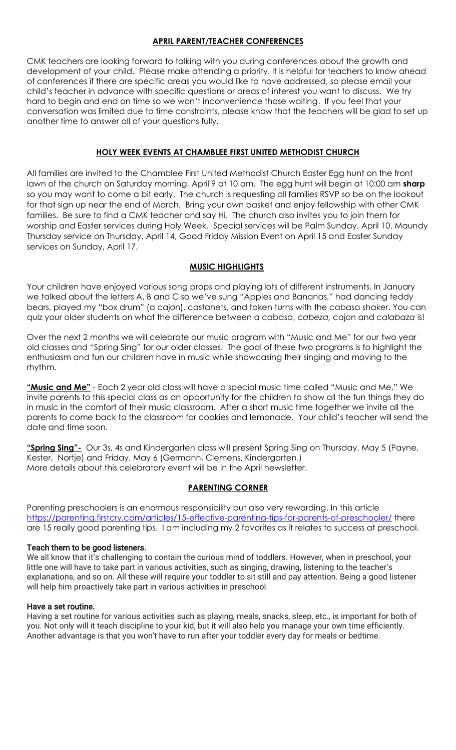## APRIL PARENT/TEACHER CONFERENCES

CMK teachers are looking forward to talking with you during conferences about the growth and development of your child. Please make attending a priority. It is helpful for teachers to know ahead of conferences if there are specific areas you would like to have addressed, so please email your child's teacher in advance with specific questions or areas of interest you want to discuss. We try hard to begin and end on time so we won't inconvenience those waiting. If you feel that your conversation was limited due to time constraints, please know that the teachers will be glad to set up another time to answer all of your questions fully.

## HOLY WEEK EVENTS AT CHAMBLEE FIRST UNITED METHODIST CHURCH

All families are invited to the Chamblee First United Methodist Church Easter Egg hunt on the front lawn of the church on Saturday morning, April 9 at 10 am. The egg hunt will begin at 10:00 am **sharp** so you may want to come a bit early. The church is requesting all families RSVP so be on the lookout for that sign up near the end of March. Bring your own basket and enjoy fellowship with other CMK families. Be sure to find a CMK teacher and say Hi. The church also invites you to join them for worship and Easter services during Holy Week. Special services will be Palm Sunday, April 10, Maundy Thursday service on Thursday, April 14, Good Friday Mission Event on April 15 and Easter Sunday services on Sunday, April 17.

## MUSIC HIGHLIGHTS

Your children have enjoyed various song props and playing lots of different instruments. In January we talked about the letters A, B and C so we've sung "Apples and Bananas," had dancing teddy bears, played my "box drum" (a cajon), castanets, and taken turns with the cabasa shaker. You can quiz your older students on what the difference between a cabasa, *cabeza,* cajon and *calabaza* is!

Over the next 2 months we will celebrate our music program with "Music and Me" for our two year old classes and "Spring Sing" for our older classes. The goal of these two programs is to highlight the enthusiasm and fun our children have in music while showcasing their singing and moving to the rhythm.

**"Music and Me"** - Each 2 year old class will have a special music time called "Music and Me." We invite parents to this special class as an opportunity for the children to show all the fun things they do in music in the comfort of their music classroom. After a short music time together we invite all the parents to come back to the classroom for cookies and lemonade. Your child's teacher will send the date and time soon.

**"Spring Sing"-** Our 3s, 4s and Kindergarten class will present Spring Sing on Thursday, May 5 (Payne, Kester, Nortje) and Friday, May 6 (Germann, Clemens, Kindergarten.)
More details about this celebratory event will be in the April newsletter.

## PARENTING CORNER

Parenting preschoolers is an enormous responsibility but also very rewarding. In this article https://parenting.firstcry.com/articles/15-effective-parenting-tips-for-parents-of-preschooler/ there are 15 really good parenting tips. I am including my 2 favorites as it relates to success at preschool.

### Teach them to be good listeners.

We all know that it's challenging to contain the curious mind of toddlers. However, when in preschool, your little one will have to take part in various activities, such as singing, drawing, listening to the teacher's explanations, and so on. All these will require your toddler to sit still and pay attention. Being a good listener will help him proactively take part in various activities in preschool.

### Have a set routine.

Having a set routine for various activities such as playing, meals, snacks, sleep, etc., is important for both of you. Not only will it teach discipline to your kid, but it will also help you manage your own time efficiently. Another advantage is that you won't have to run after your toddler every day for meals or bedtime.